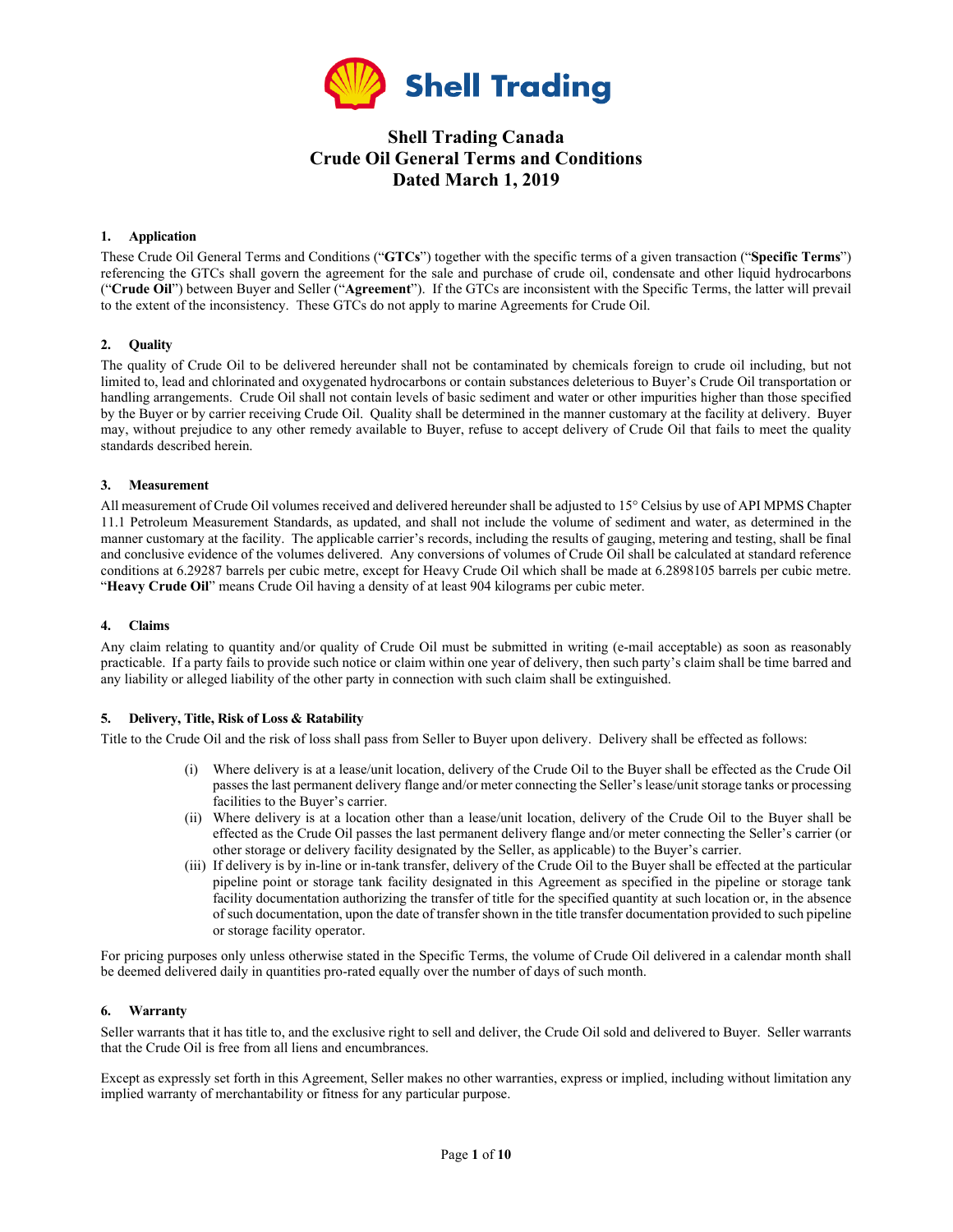Shell Trading

# Shell Trading Canada
# Crude Oil General Terms and Conditions
# Dated March 1, 2019

### 1. Application

These Crude Oil General Terms and Conditions ("**GTCs**") together with the specific terms of a given transaction ("**Specific Terms**") referencing the GTCs shall govern the agreement for the sale and purchase of crude oil, condensate and other liquid hydrocarbons ("**Crude Oil**") between Buyer and Seller ("**Agreement**"). If the GTCs are inconsistent with the Specific Terms, the latter will prevail to the extent of the inconsistency. These GTCs do not apply to marine Agreements for Crude Oil.

### 2. Quality

The quality of Crude Oil to be delivered hereunder shall not be contaminated by chemicals foreign to crude oil including, but not limited to, lead and chlorinated and oxygenated hydrocarbons or contain substances deleterious to Buyer's Crude Oil transportation or handling arrangements. Crude Oil shall not contain levels of basic sediment and water or other impurities higher than those specified by the Buyer or by carrier receiving Crude Oil. Quality shall be determined in the manner customary at the facility at delivery. Buyer may, without prejudice to any other remedy available to Buyer, refuse to accept delivery of Crude Oil that fails to meet the quality standards described herein.

### 3. Measurement

All measurement of Crude Oil volumes received and delivered hereunder shall be adjusted to 15° Celsius by use of API MPMS Chapter 11.1 Petroleum Measurement Standards, as updated, and shall not include the volume of sediment and water, as determined in the manner customary at the facility. The applicable carrier's records, including the results of gauging, metering and testing, shall be final and conclusive evidence of the volumes delivered. Any conversions of volumes of Crude Oil shall be calculated at standard reference conditions at 6.29287 barrels per cubic metre, except for Heavy Crude Oil which shall be made at 6.2898105 barrels per cubic metre. "**Heavy Crude Oil**" means Crude Oil having a density of at least 904 kilograms per cubic meter.

### 4. Claims

Any claim relating to quantity and/or quality of Crude Oil must be submitted in writing (e-mail acceptable) as soon as reasonably practicable. If a party fails to provide such notice or claim within one year of delivery, then such party's claim shall be time barred and any liability or alleged liability of the other party in connection with such claim shall be extinguished.

### 5. Delivery, Title, Risk of Loss & Ratability

Title to the Crude Oil and the risk of loss shall pass from Seller to Buyer upon delivery. Delivery shall be effected as follows:

(i) Where delivery is at a lease/unit location, delivery of the Crude Oil to the Buyer shall be effected as the Crude Oil passes the last permanent delivery flange and/or meter connecting the Seller's lease/unit storage tanks or processing facilities to the Buyer's carrier.

(ii) Where delivery is at a location other than a lease/unit location, delivery of the Crude Oil to the Buyer shall be effected as the Crude Oil passes the last permanent delivery flange and/or meter connecting the Seller's carrier (or other storage or delivery facility designated by the Seller, as applicable) to the Buyer's carrier.

(iii) If delivery is by in-line or in-tank transfer, delivery of the Crude Oil to the Buyer shall be effected at the particular pipeline point or storage tank facility designated in this Agreement as specified in the pipeline or storage tank facility documentation authorizing the transfer of title for the specified quantity at such location or, in the absence of such documentation, upon the date of transfer shown in the title transfer documentation provided to such pipeline or storage facility operator.

For pricing purposes only unless otherwise stated in the Specific Terms, the volume of Crude Oil delivered in a calendar month shall be deemed delivered daily in quantities pro-rated equally over the number of days of such month.

### 6. Warranty

Seller warrants that it has title to, and the exclusive right to sell and deliver, the Crude Oil sold and delivered to Buyer. Seller warrants that the Crude Oil is free from all liens and encumbrances.

Except as expressly set forth in this Agreement, Seller makes no other warranties, express or implied, including without limitation any implied warranty of merchantability or fitness for any particular purpose.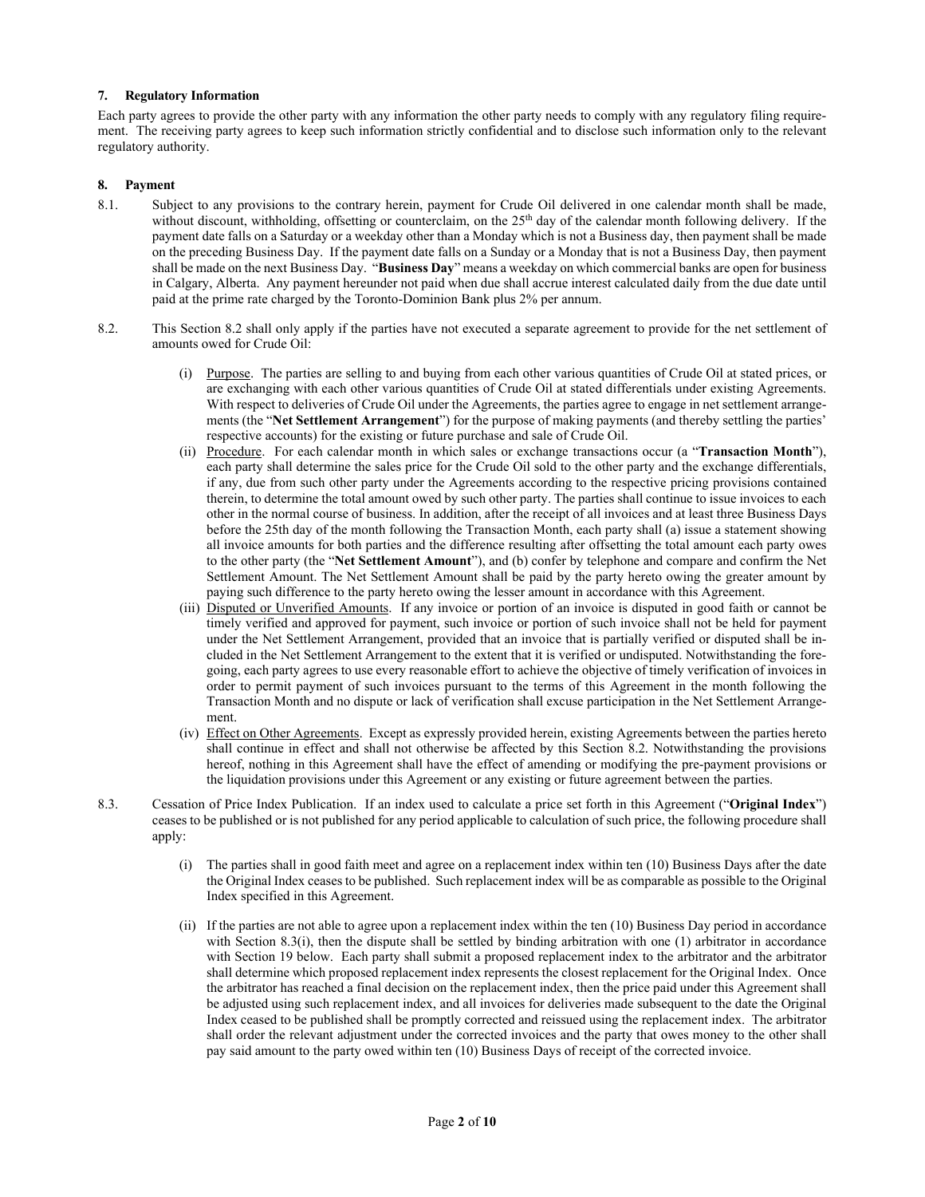**7. Regulatory Information**

Each party agrees to provide the other party with any information the other party needs to comply with any regulatory filing requirement. The receiving party agrees to keep such information strictly confidential and to disclose such information only to the relevant regulatory authority.

**8. Payment**

8.1. Subject to any provisions to the contrary herein, payment for Crude Oil delivered in one calendar month shall be made, without discount, withholding, offsetting or counterclaim, on the 25th day of the calendar month following delivery. If the payment date falls on a Saturday or a weekday other than a Monday which is not a Business day, then payment shall be made on the preceding Business Day. If the payment date falls on a Sunday or a Monday that is not a Business Day, then payment shall be made on the next Business Day. "**Business Day**" means a weekday on which commercial banks are open for business in Calgary, Alberta. Any payment hereunder not paid when due shall accrue interest calculated daily from the due date until paid at the prime rate charged by the Toronto-Dominion Bank plus 2% per annum.

8.2. This Section 8.2 shall only apply if the parties have not executed a separate agreement to provide for the net settlement of amounts owed for Crude Oil:

(i) Purpose. The parties are selling to and buying from each other various quantities of Crude Oil at stated prices, or are exchanging with each other various quantities of Crude Oil at stated differentials under existing Agreements. With respect to deliveries of Crude Oil under the Agreements, the parties agree to engage in net settlement arrangements (the "**Net Settlement Arrangement**") for the purpose of making payments (and thereby settling the parties' respective accounts) for the existing or future purchase and sale of Crude Oil.

(ii) Procedure. For each calendar month in which sales or exchange transactions occur (a "**Transaction Month**"), each party shall determine the sales price for the Crude Oil sold to the other party and the exchange differentials, if any, due from such other party under the Agreements according to the respective pricing provisions contained therein, to determine the total amount owed by such other party. The parties shall continue to issue invoices to each other in the normal course of business. In addition, after the receipt of all invoices and at least three Business Days before the 25th day of the month following the Transaction Month, each party shall (a) issue a statement showing all invoice amounts for both parties and the difference resulting after offsetting the total amount each party owes to the other party (the "**Net Settlement Amount**"), and (b) confer by telephone and compare and confirm the Net Settlement Amount. The Net Settlement Amount shall be paid by the party hereto owing the greater amount by paying such difference to the party hereto owing the lesser amount in accordance with this Agreement.

(iii) Disputed or Unverified Amounts. If any invoice or portion of an invoice is disputed in good faith or cannot be timely verified and approved for payment, such invoice or portion of such invoice shall not be held for payment under the Net Settlement Arrangement, provided that an invoice that is partially verified or disputed shall be included in the Net Settlement Arrangement to the extent that it is verified or undisputed. Notwithstanding the foregoing, each party agrees to use every reasonable effort to achieve the objective of timely verification of invoices in order to permit payment of such invoices pursuant to the terms of this Agreement in the month following the Transaction Month and no dispute or lack of verification shall excuse participation in the Net Settlement Arrangement.

(iv) Effect on Other Agreements. Except as expressly provided herein, existing Agreements between the parties hereto shall continue in effect and shall not otherwise be affected by this Section 8.2. Notwithstanding the provisions hereof, nothing in this Agreement shall have the effect of amending or modifying the pre-payment provisions or the liquidation provisions under this Agreement or any existing or future agreement between the parties.

8.3. Cessation of Price Index Publication. If an index used to calculate a price set forth in this Agreement ("**Original Index**") ceases to be published or is not published for any period applicable to calculation of such price, the following procedure shall apply:

(i) The parties shall in good faith meet and agree on a replacement index within ten (10) Business Days after the date the Original Index ceases to be published. Such replacement index will be as comparable as possible to the Original Index specified in this Agreement.

(ii) If the parties are not able to agree upon a replacement index within the ten (10) Business Day period in accordance with Section 8.3(i), then the dispute shall be settled by binding arbitration with one (1) arbitrator in accordance with Section 19 below. Each party shall submit a proposed replacement index to the arbitrator and the arbitrator shall determine which proposed replacement index represents the closest replacement for the Original Index. Once the arbitrator has reached a final decision on the replacement index, then the price paid under this Agreement shall be adjusted using such replacement index, and all invoices for deliveries made subsequent to the date the Original Index ceased to be published shall be promptly corrected and reissued using the replacement index. The arbitrator shall order the relevant adjustment under the corrected invoices and the party that owes money to the other shall pay said amount to the party owed within ten (10) Business Days of receipt of the corrected invoice.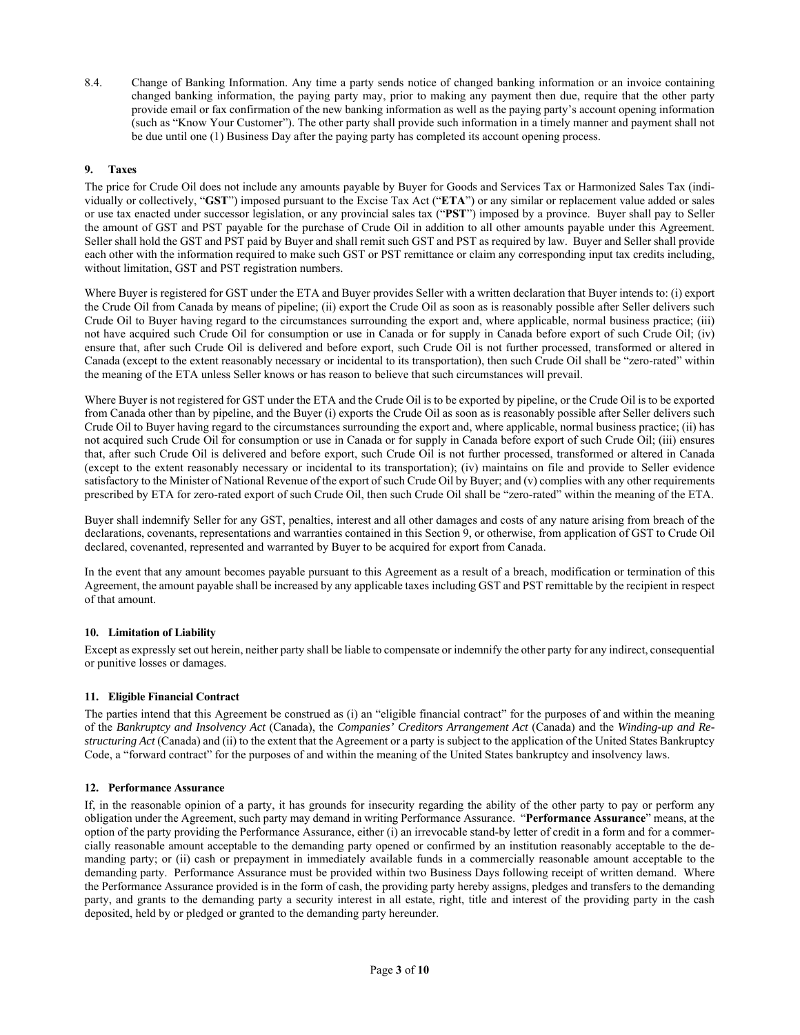8.4. Change of Banking Information. Any time a party sends notice of changed banking information or an invoice containing changed banking information, the paying party may, prior to making any payment then due, require that the other party provide email or fax confirmation of the new banking information as well as the paying party's account opening information (such as "Know Your Customer"). The other party shall provide such information in a timely manner and payment shall not be due until one (1) Business Day after the paying party has completed its account opening process.

## 9. Taxes

The price for Crude Oil does not include any amounts payable by Buyer for Goods and Services Tax or Harmonized Sales Tax (individually or collectively, "**GST**") imposed pursuant to the Excise Tax Act ("**ETA**") or any similar or replacement value added or sales or use tax enacted under successor legislation, or any provincial sales tax ("**PST**") imposed by a province. Buyer shall pay to Seller the amount of GST and PST payable for the purchase of Crude Oil in addition to all other amounts payable under this Agreement. Seller shall hold the GST and PST paid by Buyer and shall remit such GST and PST as required by law. Buyer and Seller shall provide each other with the information required to make such GST or PST remittance or claim any corresponding input tax credits including, without limitation, GST and PST registration numbers.

Where Buyer is registered for GST under the ETA and Buyer provides Seller with a written declaration that Buyer intends to: (i) export the Crude Oil from Canada by means of pipeline; (ii) export the Crude Oil as soon as is reasonably possible after Seller delivers such Crude Oil to Buyer having regard to the circumstances surrounding the export and, where applicable, normal business practice; (iii) not have acquired such Crude Oil for consumption or use in Canada or for supply in Canada before export of such Crude Oil; (iv) ensure that, after such Crude Oil is delivered and before export, such Crude Oil is not further processed, transformed or altered in Canada (except to the extent reasonably necessary or incidental to its transportation), then such Crude Oil shall be "zero-rated" within the meaning of the ETA unless Seller knows or has reason to believe that such circumstances will prevail.

Where Buyer is not registered for GST under the ETA and the Crude Oil is to be exported by pipeline, or the Crude Oil is to be exported from Canada other than by pipeline, and the Buyer (i) exports the Crude Oil as soon as is reasonably possible after Seller delivers such Crude Oil to Buyer having regard to the circumstances surrounding the export and, where applicable, normal business practice; (ii) has not acquired such Crude Oil for consumption or use in Canada or for supply in Canada before export of such Crude Oil; (iii) ensures that, after such Crude Oil is delivered and before export, such Crude Oil is not further processed, transformed or altered in Canada (except to the extent reasonably necessary or incidental to its transportation); (iv) maintains on file and provide to Seller evidence satisfactory to the Minister of National Revenue of the export of such Crude Oil by Buyer; and (v) complies with any other requirements prescribed by ETA for zero-rated export of such Crude Oil, then such Crude Oil shall be "zero-rated" within the meaning of the ETA.

Buyer shall indemnify Seller for any GST, penalties, interest and all other damages and costs of any nature arising from breach of the declarations, covenants, representations and warranties contained in this Section 9, or otherwise, from application of GST to Crude Oil declared, covenanted, represented and warranted by Buyer to be acquired for export from Canada.

In the event that any amount becomes payable pursuant to this Agreement as a result of a breach, modification or termination of this Agreement, the amount payable shall be increased by any applicable taxes including GST and PST remittable by the recipient in respect of that amount.

## 10. Limitation of Liability

Except as expressly set out herein, neither party shall be liable to compensate or indemnify the other party for any indirect, consequential or punitive losses or damages.

## 11. Eligible Financial Contract

The parties intend that this Agreement be construed as (i) an "eligible financial contract" for the purposes of and within the meaning of the *Bankruptcy and Insolvency Act* (Canada), the *Companies' Creditors Arrangement Act* (Canada) and the *Winding-up and Restructuring Act* (Canada) and (ii) to the extent that the Agreement or a party is subject to the application of the United States Bankruptcy Code, a "forward contract" for the purposes of and within the meaning of the United States bankruptcy and insolvency laws.

## 12. Performance Assurance

If, in the reasonable opinion of a party, it has grounds for insecurity regarding the ability of the other party to pay or perform any obligation under the Agreement, such party may demand in writing Performance Assurance. "**Performance Assurance**" means, at the option of the party providing the Performance Assurance, either (i) an irrevocable stand-by letter of credit in a form and for a commercially reasonable amount acceptable to the demanding party opened or confirmed by an institution reasonably acceptable to the demanding party; or (ii) cash or prepayment in immediately available funds in a commercially reasonable amount acceptable to the demanding party. Performance Assurance must be provided within two Business Days following receipt of written demand. Where the Performance Assurance provided is in the form of cash, the providing party hereby assigns, pledges and transfers to the demanding party, and grants to the demanding party a security interest in all estate, right, title and interest of the providing party in the cash deposited, held by or pledged or granted to the demanding party hereunder.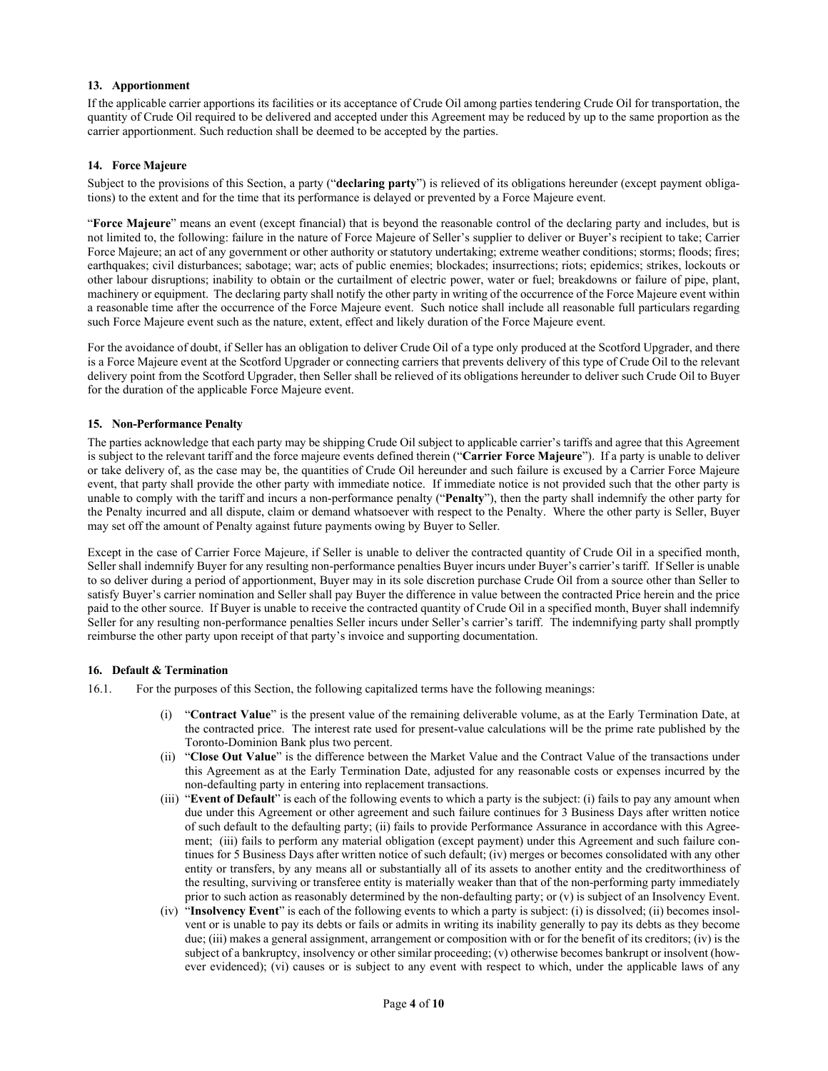### 13. Apportionment

If the applicable carrier apportions its facilities or its acceptance of Crude Oil among parties tendering Crude Oil for transportation, the quantity of Crude Oil required to be delivered and accepted under this Agreement may be reduced by up to the same proportion as the carrier apportionment. Such reduction shall be deemed to be accepted by the parties.

### 14. Force Majeure

Subject to the provisions of this Section, a party ("**declaring party**") is relieved of its obligations hereunder (except payment obligations) to the extent and for the time that its performance is delayed or prevented by a Force Majeure event.

"**Force Majeure**" means an event (except financial) that is beyond the reasonable control of the declaring party and includes, but is not limited to, the following: failure in the nature of Force Majeure of Seller's supplier to deliver or Buyer's recipient to take; Carrier Force Majeure; an act of any government or other authority or statutory undertaking; extreme weather conditions; storms; floods; fires; earthquakes; civil disturbances; sabotage; war; acts of public enemies; blockades; insurrections; riots; epidemics; strikes, lockouts or other labour disruptions; inability to obtain or the curtailment of electric power, water or fuel; breakdowns or failure of pipe, plant, machinery or equipment. The declaring party shall notify the other party in writing of the occurrence of the Force Majeure event within a reasonable time after the occurrence of the Force Majeure event. Such notice shall include all reasonable full particulars regarding such Force Majeure event such as the nature, extent, effect and likely duration of the Force Majeure event.

For the avoidance of doubt, if Seller has an obligation to deliver Crude Oil of a type only produced at the Scotford Upgrader, and there is a Force Majeure event at the Scotford Upgrader or connecting carriers that prevents delivery of this type of Crude Oil to the relevant delivery point from the Scotford Upgrader, then Seller shall be relieved of its obligations hereunder to deliver such Crude Oil to Buyer for the duration of the applicable Force Majeure event.

### 15. Non-Performance Penalty

The parties acknowledge that each party may be shipping Crude Oil subject to applicable carrier's tariffs and agree that this Agreement is subject to the relevant tariff and the force majeure events defined therein ("**Carrier Force Majeure**"). If a party is unable to deliver or take delivery of, as the case may be, the quantities of Crude Oil hereunder and such failure is excused by a Carrier Force Majeure event, that party shall provide the other party with immediate notice. If immediate notice is not provided such that the other party is unable to comply with the tariff and incurs a non-performance penalty ("**Penalty**"), then the party shall indemnify the other party for the Penalty incurred and all dispute, claim or demand whatsoever with respect to the Penalty. Where the other party is Seller, Buyer may set off the amount of Penalty against future payments owing by Buyer to Seller.

Except in the case of Carrier Force Majeure, if Seller is unable to deliver the contracted quantity of Crude Oil in a specified month, Seller shall indemnify Buyer for any resulting non-performance penalties Buyer incurs under Buyer's carrier's tariff. If Seller is unable to so deliver during a period of apportionment, Buyer may in its sole discretion purchase Crude Oil from a source other than Seller to satisfy Buyer's carrier nomination and Seller shall pay Buyer the difference in value between the contracted Price herein and the price paid to the other source. If Buyer is unable to receive the contracted quantity of Crude Oil in a specified month, Buyer shall indemnify Seller for any resulting non-performance penalties Seller incurs under Seller's carrier's tariff. The indemnifying party shall promptly reimburse the other party upon receipt of that party's invoice and supporting documentation.

### 16. Default & Termination

16.1. For the purposes of this Section, the following capitalized terms have the following meanings:

(i) "**Contract Value**" is the present value of the remaining deliverable volume, as at the Early Termination Date, at the contracted price. The interest rate used for present-value calculations will be the prime rate published by the Toronto-Dominion Bank plus two percent.

(ii) "**Close Out Value**" is the difference between the Market Value and the Contract Value of the transactions under this Agreement as at the Early Termination Date, adjusted for any reasonable costs or expenses incurred by the non-defaulting party in entering into replacement transactions.

(iii) "**Event of Default**" is each of the following events to which a party is the subject: (i) fails to pay any amount when due under this Agreement or other agreement and such failure continues for 3 Business Days after written notice of such default to the defaulting party; (ii) fails to provide Performance Assurance in accordance with this Agreement; (iii) fails to perform any material obligation (except payment) under this Agreement and such failure continues for 5 Business Days after written notice of such default; (iv) merges or becomes consolidated with any other entity or transfers, by any means all or substantially all of its assets to another entity and the creditworthiness of the resulting, surviving or transferee entity is materially weaker than that of the non-performing party immediately prior to such action as reasonably determined by the non-defaulting party; or (v) is subject of an Insolvency Event.

(iv) "**Insolvency Event**" is each of the following events to which a party is subject: (i) is dissolved; (ii) becomes insolvent or is unable to pay its debts or fails or admits in writing its inability generally to pay its debts as they become due; (iii) makes a general assignment, arrangement or composition with or for the benefit of its creditors; (iv) is the subject of a bankruptcy, insolvency or other similar proceeding; (v) otherwise becomes bankrupt or insolvent (however evidenced); (vi) causes or is subject to any event with respect to which, under the applicable laws of any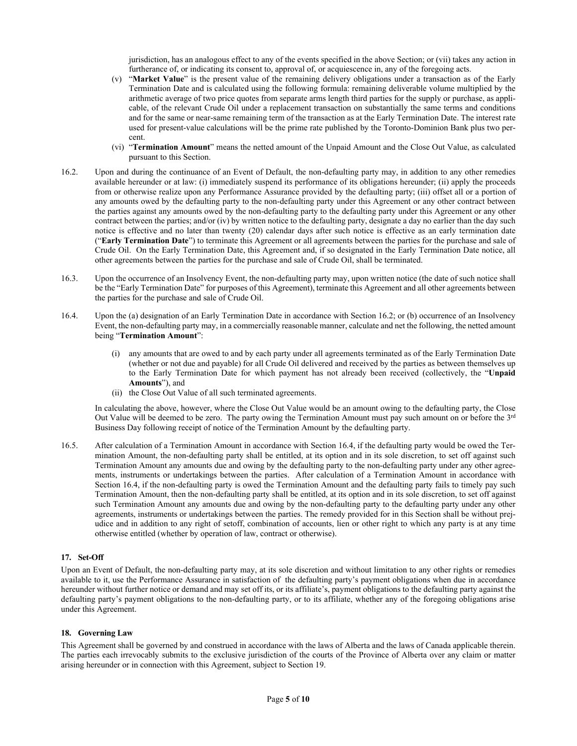jurisdiction, has an analogous effect to any of the events specified in the above Section; or (vii) takes any action in furtherance of, or indicating its consent to, approval of, or acquiescence in, any of the foregoing acts.

(v) "**Market Value**" is the present value of the remaining delivery obligations under a transaction as of the Early Termination Date and is calculated using the following formula: remaining deliverable volume multiplied by the arithmetic average of two price quotes from separate arms length third parties for the supply or purchase, as applicable, of the relevant Crude Oil under a replacement transaction on substantially the same terms and conditions and for the same or near-same remaining term of the transaction as at the Early Termination Date. The interest rate used for present-value calculations will be the prime rate published by the Toronto-Dominion Bank plus two percent.

(vi) "**Termination Amount**" means the netted amount of the Unpaid Amount and the Close Out Value, as calculated pursuant to this Section.

16.2. Upon and during the continuance of an Event of Default, the non-defaulting party may, in addition to any other remedies available hereunder or at law: (i) immediately suspend its performance of its obligations hereunder; (ii) apply the proceeds from or otherwise realize upon any Performance Assurance provided by the defaulting party; (iii) offset all or a portion of any amounts owed by the defaulting party to the non-defaulting party under this Agreement or any other contract between the parties against any amounts owed by the non-defaulting party to the defaulting party under this Agreement or any other contract between the parties; and/or (iv) by written notice to the defaulting party, designate a day no earlier than the day such notice is effective and no later than twenty (20) calendar days after such notice is effective as an early termination date ("**Early Termination Date**") to terminate this Agreement or all agreements between the parties for the purchase and sale of Crude Oil. On the Early Termination Date, this Agreement and, if so designated in the Early Termination Date notice, all other agreements between the parties for the purchase and sale of Crude Oil, shall be terminated.

16.3. Upon the occurrence of an Insolvency Event, the non-defaulting party may, upon written notice (the date of such notice shall be the "Early Termination Date" for purposes of this Agreement), terminate this Agreement and all other agreements between the parties for the purchase and sale of Crude Oil.

16.4. Upon the (a) designation of an Early Termination Date in accordance with Section 16.2; or (b) occurrence of an Insolvency Event, the non-defaulting party may, in a commercially reasonable manner, calculate and net the following, the netted amount being "**Termination Amount**":

(i) any amounts that are owed to and by each party under all agreements terminated as of the Early Termination Date (whether or not due and payable) for all Crude Oil delivered and received by the parties as between themselves up to the Early Termination Date for which payment has not already been received (collectively, the "**Unpaid Amounts**"), and

(ii) the Close Out Value of all such terminated agreements.

In calculating the above, however, where the Close Out Value would be an amount owing to the defaulting party, the Close Out Value will be deemed to be zero. The party owing the Termination Amount must pay such amount on or before the 3rd Business Day following receipt of notice of the Termination Amount by the defaulting party.

16.5. After calculation of a Termination Amount in accordance with Section 16.4, if the defaulting party would be owed the Termination Amount, the non-defaulting party shall be entitled, at its option and in its sole discretion, to set off against such Termination Amount any amounts due and owing by the defaulting party to the non-defaulting party under any other agreements, instruments or undertakings between the parties. After calculation of a Termination Amount in accordance with Section 16.4, if the non-defaulting party is owed the Termination Amount and the defaulting party fails to timely pay such Termination Amount, then the non-defaulting party shall be entitled, at its option and in its sole discretion, to set off against such Termination Amount any amounts due and owing by the non-defaulting party to the defaulting party under any other agreements, instruments or undertakings between the parties. The remedy provided for in this Section shall be without prejudice and in addition to any right of setoff, combination of accounts, lien or other right to which any party is at any time otherwise entitled (whether by operation of law, contract or otherwise).

## 17. Set-Off

Upon an Event of Default, the non-defaulting party may, at its sole discretion and without limitation to any other rights or remedies available to it, use the Performance Assurance in satisfaction of the defaulting party's payment obligations when due in accordance hereunder without further notice or demand and may set off its, or its affiliate's, payment obligations to the defaulting party against the defaulting party's payment obligations to the non-defaulting party, or to its affiliate, whether any of the foregoing obligations arise under this Agreement.

## 18. Governing Law

This Agreement shall be governed by and construed in accordance with the laws of Alberta and the laws of Canada applicable therein. The parties each irrevocably submits to the exclusive jurisdiction of the courts of the Province of Alberta over any claim or matter arising hereunder or in connection with this Agreement, subject to Section 19.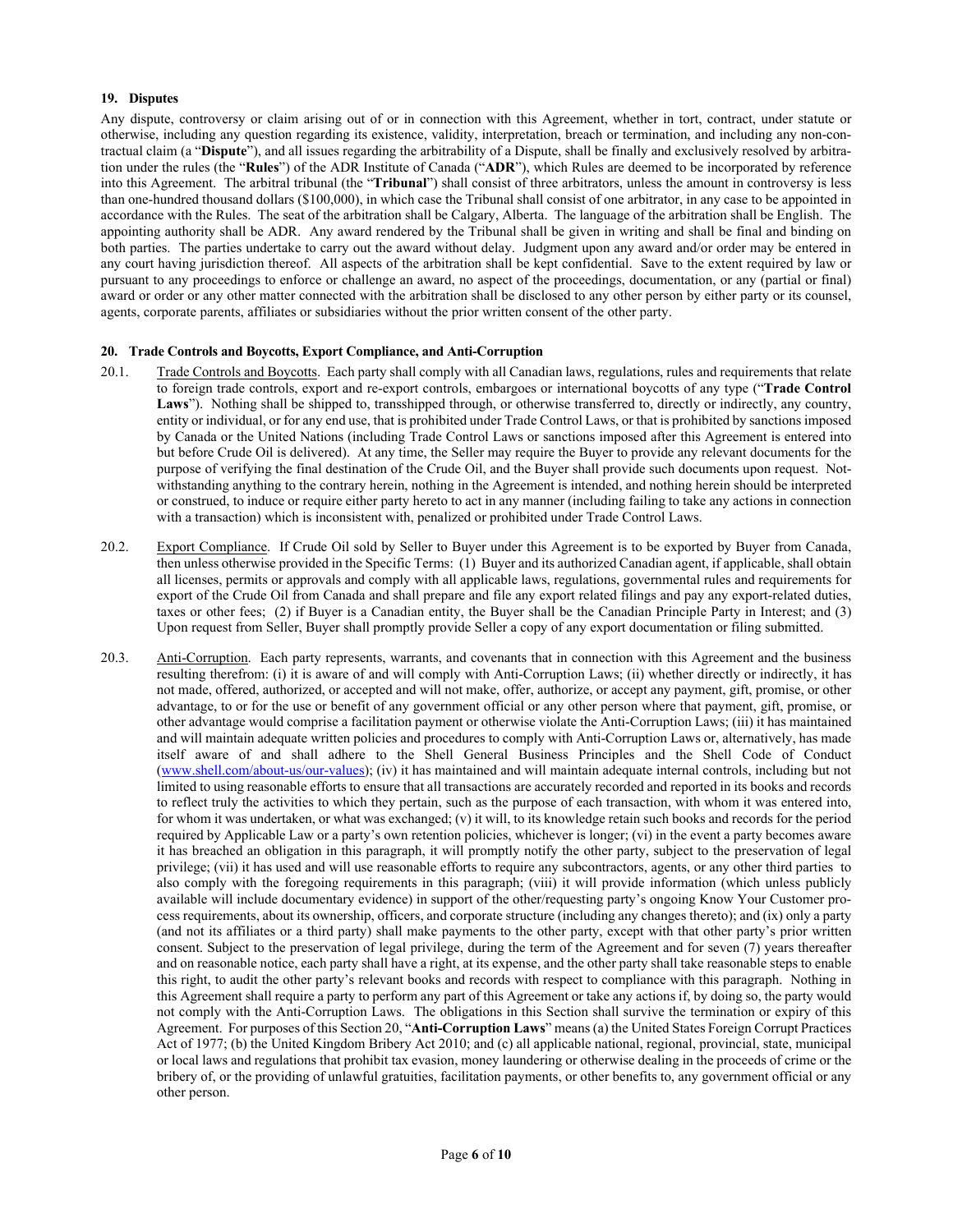**19. Disputes**

Any dispute, controversy or claim arising out of or in connection with this Agreement, whether in tort, contract, under statute or otherwise, including any question regarding its existence, validity, interpretation, breach or termination, and including any non-contractual claim (a "**Dispute**"), and all issues regarding the arbitrability of a Dispute, shall be finally and exclusively resolved by arbitration under the rules (the "**Rules**") of the ADR Institute of Canada ("**ADR**"), which Rules are deemed to be incorporated by reference into this Agreement. The arbitral tribunal (the "**Tribunal**") shall consist of three arbitrators, unless the amount in controversy is less than one-hundred thousand dollars ($100,000), in which case the Tribunal shall consist of one arbitrator, in any case to be appointed in accordance with the Rules. The seat of the arbitration shall be Calgary, Alberta. The language of the arbitration shall be English. The appointing authority shall be ADR. Any award rendered by the Tribunal shall be given in writing and shall be final and binding on both parties. The parties undertake to carry out the award without delay. Judgment upon any award and/or order may be entered in any court having jurisdiction thereof. All aspects of the arbitration shall be kept confidential. Save to the extent required by law or pursuant to any proceedings to enforce or challenge an award, no aspect of the proceedings, documentation, or any (partial or final) award or order or any other matter connected with the arbitration shall be disclosed to any other person by either party or its counsel, agents, corporate parents, affiliates or subsidiaries without the prior written consent of the other party.

**20. Trade Controls and Boycotts, Export Compliance, and Anti-Corruption**

20.1. Trade Controls and Boycotts. Each party shall comply with all Canadian laws, regulations, rules and requirements that relate to foreign trade controls, export and re-export controls, embargoes or international boycotts of any type ("**Trade Control Laws**"). Nothing shall be shipped to, transshipped through, or otherwise transferred to, directly or indirectly, any country, entity or individual, or for any end use, that is prohibited under Trade Control Laws, or that is prohibited by sanctions imposed by Canada or the United Nations (including Trade Control Laws or sanctions imposed after this Agreement is entered into but before Crude Oil is delivered). At any time, the Seller may require the Buyer to provide any relevant documents for the purpose of verifying the final destination of the Crude Oil, and the Buyer shall provide such documents upon request. Notwithstanding anything to the contrary herein, nothing in the Agreement is intended, and nothing herein should be interpreted or construed, to induce or require either party hereto to act in any manner (including failing to take any actions in connection with a transaction) which is inconsistent with, penalized or prohibited under Trade Control Laws.

20.2. Export Compliance. If Crude Oil sold by Seller to Buyer under this Agreement is to be exported by Buyer from Canada, then unless otherwise provided in the Specific Terms: (1) Buyer and its authorized Canadian agent, if applicable, shall obtain all licenses, permits or approvals and comply with all applicable laws, regulations, governmental rules and requirements for export of the Crude Oil from Canada and shall prepare and file any export related filings and pay any export-related duties, taxes or other fees; (2) if Buyer is a Canadian entity, the Buyer shall be the Canadian Principle Party in Interest; and (3) Upon request from Seller, Buyer shall promptly provide Seller a copy of any export documentation or filing submitted.

20.3. Anti-Corruption. Each party represents, warrants, and covenants that in connection with this Agreement and the business resulting therefrom: (i) it is aware of and will comply with Anti-Corruption Laws; (ii) whether directly or indirectly, it has not made, offered, authorized, or accepted and will not make, offer, authorize, or accept any payment, gift, promise, or other advantage, to or for the use or benefit of any government official or any other person where that payment, gift, promise, or other advantage would comprise a facilitation payment or otherwise violate the Anti-Corruption Laws; (iii) it has maintained and will maintain adequate written policies and procedures to comply with Anti-Corruption Laws or, alternatively, has made itself aware of and shall adhere to the Shell General Business Principles and the Shell Code of Conduct (www.shell.com/about-us/our-values); (iv) it has maintained and will maintain adequate internal controls, including but not limited to using reasonable efforts to ensure that all transactions are accurately recorded and reported in its books and records to reflect truly the activities to which they pertain, such as the purpose of each transaction, with whom it was entered into, for whom it was undertaken, or what was exchanged; (v) it will, to its knowledge retain such books and records for the period required by Applicable Law or a party's own retention policies, whichever is longer; (vi) in the event a party becomes aware it has breached an obligation in this paragraph, it will promptly notify the other party, subject to the preservation of legal privilege; (vii) it has used and will use reasonable efforts to require any subcontractors, agents, or any other third parties to also comply with the foregoing requirements in this paragraph; (viii) it will provide information (which unless publicly available will include documentary evidence) in support of the other/requesting party's ongoing Know Your Customer process requirements, about its ownership, officers, and corporate structure (including any changes thereto); and (ix) only a party (and not its affiliates or a third party) shall make payments to the other party, except with that other party's prior written consent. Subject to the preservation of legal privilege, during the term of the Agreement and for seven (7) years thereafter and on reasonable notice, each party shall have a right, at its expense, and the other party shall take reasonable steps to enable this right, to audit the other party's relevant books and records with respect to compliance with this paragraph. Nothing in this Agreement shall require a party to perform any part of this Agreement or take any actions if, by doing so, the party would not comply with the Anti-Corruption Laws. The obligations in this Section shall survive the termination or expiry of this Agreement. For purposes of this Section 20, "**Anti-Corruption Laws**" means (a) the United States Foreign Corrupt Practices Act of 1977; (b) the United Kingdom Bribery Act 2010; and (c) all applicable national, regional, provincial, state, municipal or local laws and regulations that prohibit tax evasion, money laundering or otherwise dealing in the proceeds of crime or the bribery of, or the providing of unlawful gratuities, facilitation payments, or other benefits to, any government official or any other person.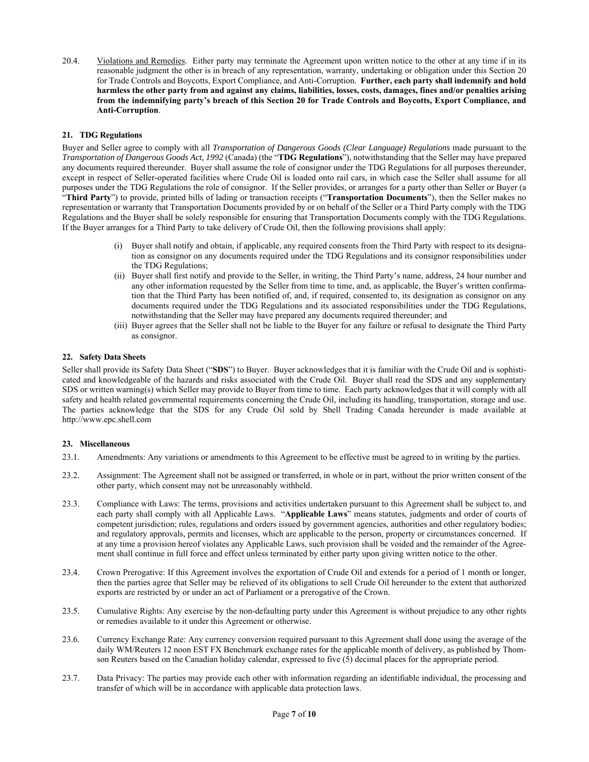20.4. Violations and Remedies. Either party may terminate the Agreement upon written notice to the other at any time if in its reasonable judgment the other is in breach of any representation, warranty, undertaking or obligation under this Section 20 for Trade Controls and Boycotts, Export Compliance, and Anti-Corruption. **Further, each party shall indemnify and hold harmless the other party from and against any claims, liabilities, losses, costs, damages, fines and/or penalties arising from the indemnifying party's breach of this Section 20 for Trade Controls and Boycotts, Export Compliance, and Anti-Corruption**.

## 21. TDG Regulations

Buyer and Seller agree to comply with all *Transportation of Dangerous Goods (Clear Language) Regulations* made pursuant to the *Transportation of Dangerous Goods Act, 1992* (Canada) (the "**TDG Regulations**"), notwithstanding that the Seller may have prepared any documents required thereunder. Buyer shall assume the role of consignor under the TDG Regulations for all purposes thereunder, except in respect of Seller-operated facilities where Crude Oil is loaded onto rail cars, in which case the Seller shall assume for all purposes under the TDG Regulations the role of consignor. If the Seller provides, or arranges for a party other than Seller or Buyer (a "**Third Party**") to provide, printed bills of lading or transaction receipts ("**Transportation Documents**"), then the Seller makes no representation or warranty that Transportation Documents provided by or on behalf of the Seller or a Third Party comply with the TDG Regulations and the Buyer shall be solely responsible for ensuring that Transportation Documents comply with the TDG Regulations. If the Buyer arranges for a Third Party to take delivery of Crude Oil, then the following provisions shall apply:

(i) Buyer shall notify and obtain, if applicable, any required consents from the Third Party with respect to its designation as consignor on any documents required under the TDG Regulations and its consignor responsibilities under the TDG Regulations;

(ii) Buyer shall first notify and provide to the Seller, in writing, the Third Party's name, address, 24 hour number and any other information requested by the Seller from time to time, and, as applicable, the Buyer's written confirmation that the Third Party has been notified of, and, if required, consented to, its designation as consignor on any documents required under the TDG Regulations and its associated responsibilities under the TDG Regulations, notwithstanding that the Seller may have prepared any documents required thereunder; and

(iii) Buyer agrees that the Seller shall not be liable to the Buyer for any failure or refusal to designate the Third Party as consignor.

## 22. Safety Data Sheets

Seller shall provide its Safety Data Sheet ("**SDS**") to Buyer. Buyer acknowledges that it is familiar with the Crude Oil and is sophisticated and knowledgeable of the hazards and risks associated with the Crude Oil. Buyer shall read the SDS and any supplementary SDS or written warning(s) which Seller may provide to Buyer from time to time. Each party acknowledges that it will comply with all safety and health related governmental requirements concerning the Crude Oil, including its handling, transportation, storage and use. The parties acknowledge that the SDS for any Crude Oil sold by Shell Trading Canada hereunder is made available at http://www.epc.shell.com

## 23. Miscellaneous

23.1. Amendments: Any variations or amendments to this Agreement to be effective must be agreed to in writing by the parties.

23.2. Assignment: The Agreement shall not be assigned or transferred, in whole or in part, without the prior written consent of the other party, which consent may not be unreasonably withheld.

23.3. Compliance with Laws: The terms, provisions and activities undertaken pursuant to this Agreement shall be subject to, and each party shall comply with all Applicable Laws. "**Applicable Laws**" means statutes, judgments and order of courts of competent jurisdiction; rules, regulations and orders issued by government agencies, authorities and other regulatory bodies; and regulatory approvals, permits and licenses, which are applicable to the person, property or circumstances concerned. If at any time a provision hereof violates any Applicable Laws, such provision shall be voided and the remainder of the Agreement shall continue in full force and effect unless terminated by either party upon giving written notice to the other.

23.4. Crown Prerogative: If this Agreement involves the exportation of Crude Oil and extends for a period of 1 month or longer, then the parties agree that Seller may be relieved of its obligations to sell Crude Oil hereunder to the extent that authorized exports are restricted by or under an act of Parliament or a prerogative of the Crown.

23.5. Cumulative Rights: Any exercise by the non-defaulting party under this Agreement is without prejudice to any other rights or remedies available to it under this Agreement or otherwise.

23.6. Currency Exchange Rate: Any currency conversion required pursuant to this Agreement shall done using the average of the daily WM/Reuters 12 noon EST FX Benchmark exchange rates for the applicable month of delivery, as published by Thomson Reuters based on the Canadian holiday calendar, expressed to five (5) decimal places for the appropriate period.

23.7. Data Privacy: The parties may provide each other with information regarding an identifiable individual, the processing and transfer of which will be in accordance with applicable data protection laws.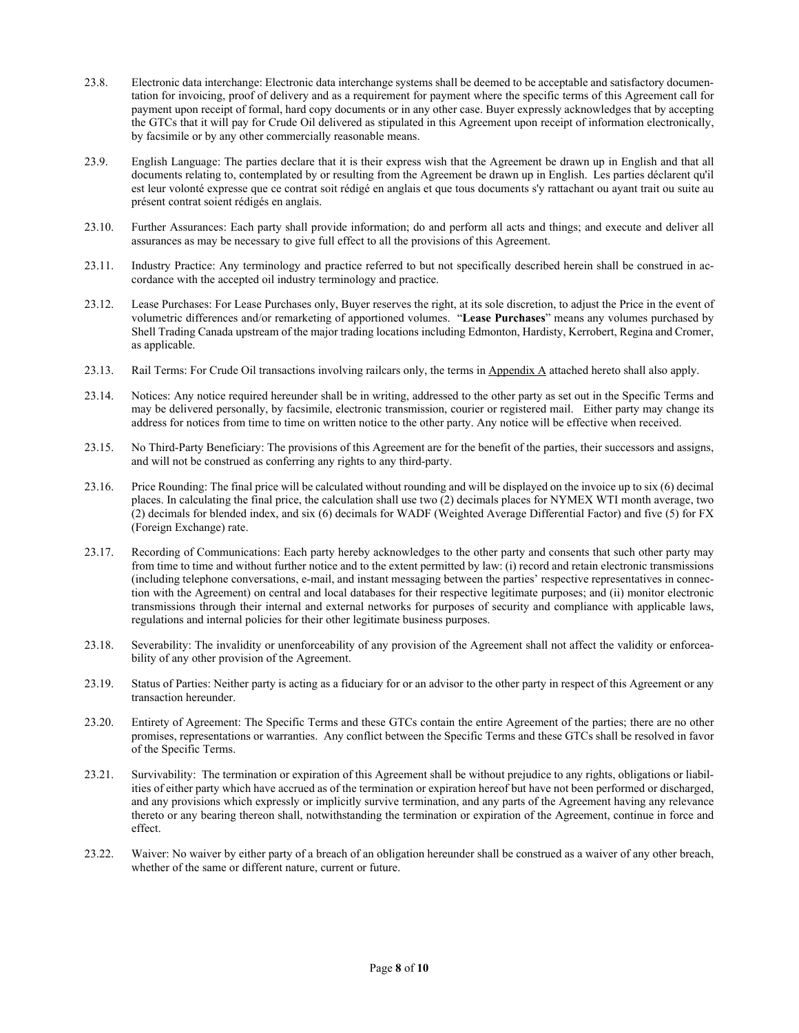23.8. Electronic data interchange: Electronic data interchange systems shall be deemed to be acceptable and satisfactory documentation for invoicing, proof of delivery and as a requirement for payment where the specific terms of this Agreement call for payment upon receipt of formal, hard copy documents or in any other case. Buyer expressly acknowledges that by accepting the GTCs that it will pay for Crude Oil delivered as stipulated in this Agreement upon receipt of information electronically, by facsimile or by any other commercially reasonable means.

23.9. English Language: The parties declare that it is their express wish that the Agreement be drawn up in English and that all documents relating to, contemplated by or resulting from the Agreement be drawn up in English. Les parties déclarent qu'il est leur volonté expresse que ce contrat soit rédigé en anglais et que tous documents s'y rattachant ou ayant trait ou suite au présent contrat soient rédigés en anglais.

23.10. Further Assurances: Each party shall provide information; do and perform all acts and things; and execute and deliver all assurances as may be necessary to give full effect to all the provisions of this Agreement.

23.11. Industry Practice: Any terminology and practice referred to but not specifically described herein shall be construed in accordance with the accepted oil industry terminology and practice.

23.12. Lease Purchases: For Lease Purchases only, Buyer reserves the right, at its sole discretion, to adjust the Price in the event of volumetric differences and/or remarketing of apportioned volumes. "**Lease Purchases**" means any volumes purchased by Shell Trading Canada upstream of the major trading locations including Edmonton, Hardisty, Kerrobert, Regina and Cromer, as applicable.

23.13. Rail Terms: For Crude Oil transactions involving railcars only, the terms in Appendix A attached hereto shall also apply.

23.14. Notices: Any notice required hereunder shall be in writing, addressed to the other party as set out in the Specific Terms and may be delivered personally, by facsimile, electronic transmission, courier or registered mail. Either party may change its address for notices from time to time on written notice to the other party. Any notice will be effective when received.

23.15. No Third-Party Beneficiary: The provisions of this Agreement are for the benefit of the parties, their successors and assigns, and will not be construed as conferring any rights to any third-party.

23.16. Price Rounding: The final price will be calculated without rounding and will be displayed on the invoice up to six (6) decimal places. In calculating the final price, the calculation shall use two (2) decimals places for NYMEX WTI month average, two (2) decimals for blended index, and six (6) decimals for WADF (Weighted Average Differential Factor) and five (5) for FX (Foreign Exchange) rate.

23.17. Recording of Communications: Each party hereby acknowledges to the other party and consents that such other party may from time to time and without further notice and to the extent permitted by law: (i) record and retain electronic transmissions (including telephone conversations, e-mail, and instant messaging between the parties' respective representatives in connection with the Agreement) on central and local databases for their respective legitimate purposes; and (ii) monitor electronic transmissions through their internal and external networks for purposes of security and compliance with applicable laws, regulations and internal policies for their other legitimate business purposes.

23.18. Severability: The invalidity or unenforceability of any provision of the Agreement shall not affect the validity or enforceability of any other provision of the Agreement.

23.19. Status of Parties: Neither party is acting as a fiduciary for or an advisor to the other party in respect of this Agreement or any transaction hereunder.

23.20. Entirety of Agreement: The Specific Terms and these GTCs contain the entire Agreement of the parties; there are no other promises, representations or warranties. Any conflict between the Specific Terms and these GTCs shall be resolved in favor of the Specific Terms.

23.21. Survivability: The termination or expiration of this Agreement shall be without prejudice to any rights, obligations or liabilities of either party which have accrued as of the termination or expiration hereof but have not been performed or discharged, and any provisions which expressly or implicitly survive termination, and any parts of the Agreement having any relevance thereto or any bearing thereon shall, notwithstanding the termination or expiration of the Agreement, continue in force and effect.

23.22. Waiver: No waiver by either party of a breach of an obligation hereunder shall be construed as a waiver of any other breach, whether of the same or different nature, current or future.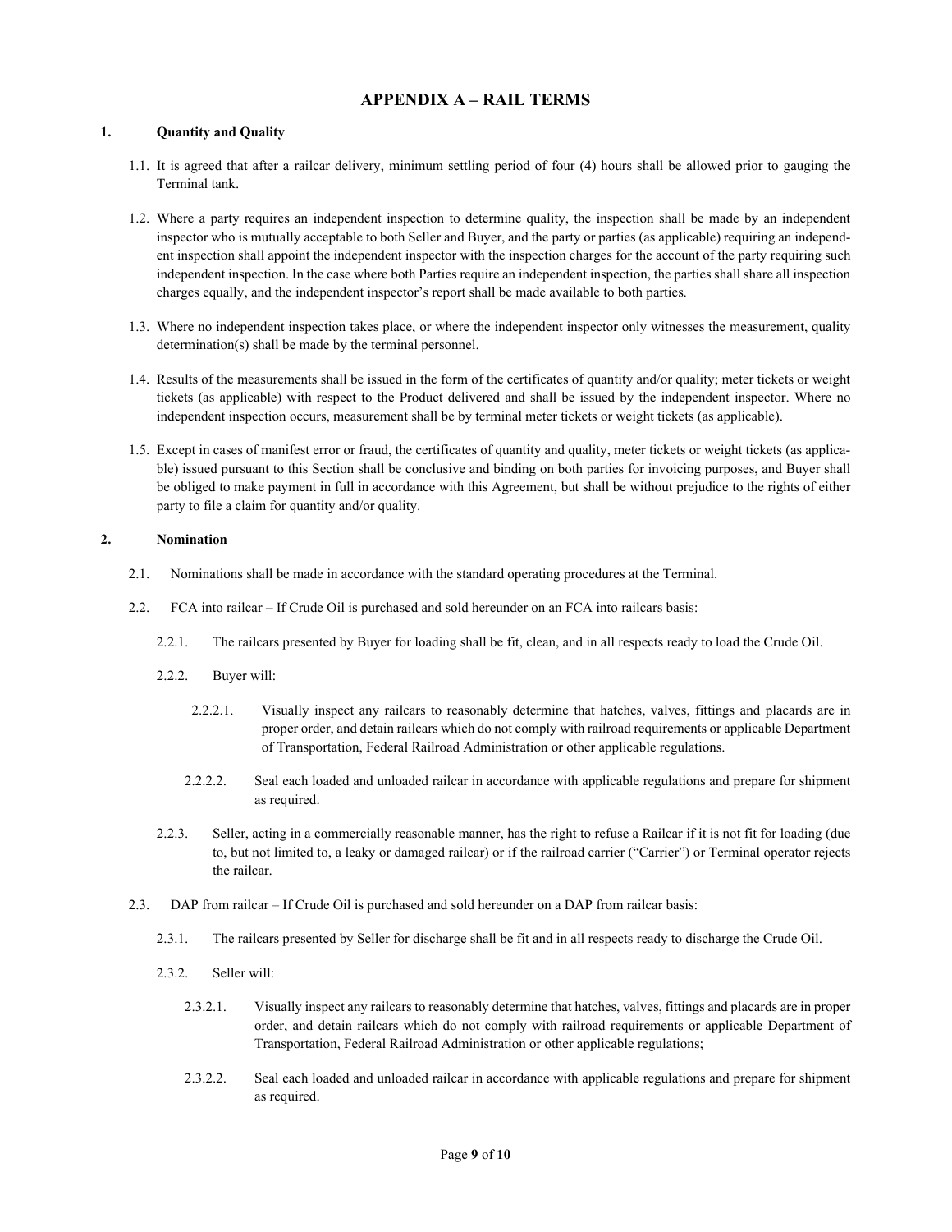# APPENDIX A – RAIL TERMS

**1. Quantity and Quality**

1.1. It is agreed that after a railcar delivery, minimum settling period of four (4) hours shall be allowed prior to gauging the Terminal tank.

1.2. Where a party requires an independent inspection to determine quality, the inspection shall be made by an independent inspector who is mutually acceptable to both Seller and Buyer, and the party or parties (as applicable) requiring an independent inspection shall appoint the independent inspector with the inspection charges for the account of the party requiring such independent inspection. In the case where both Parties require an independent inspection, the parties shall share all inspection charges equally, and the independent inspector's report shall be made available to both parties.

1.3. Where no independent inspection takes place, or where the independent inspector only witnesses the measurement, quality determination(s) shall be made by the terminal personnel.

1.4. Results of the measurements shall be issued in the form of the certificates of quantity and/or quality; meter tickets or weight tickets (as applicable) with respect to the Product delivered and shall be issued by the independent inspector. Where no independent inspection occurs, measurement shall be by terminal meter tickets or weight tickets (as applicable).

1.5. Except in cases of manifest error or fraud, the certificates of quantity and quality, meter tickets or weight tickets (as applicable) issued pursuant to this Section shall be conclusive and binding on both parties for invoicing purposes, and Buyer shall be obliged to make payment in full in accordance with this Agreement, but shall be without prejudice to the rights of either party to file a claim for quantity and/or quality.

**2. Nomination**

2.1. Nominations shall be made in accordance with the standard operating procedures at the Terminal.

2.2. FCA into railcar – If Crude Oil is purchased and sold hereunder on an FCA into railcars basis:

2.2.1. The railcars presented by Buyer for loading shall be fit, clean, and in all respects ready to load the Crude Oil.

2.2.2. Buyer will:

2.2.2.1. Visually inspect any railcars to reasonably determine that hatches, valves, fittings and placards are in proper order, and detain railcars which do not comply with railroad requirements or applicable Department of Transportation, Federal Railroad Administration or other applicable regulations.

2.2.2.2. Seal each loaded and unloaded railcar in accordance with applicable regulations and prepare for shipment as required.

2.2.3. Seller, acting in a commercially reasonable manner, has the right to refuse a Railcar if it is not fit for loading (due to, but not limited to, a leaky or damaged railcar) or if the railroad carrier ("Carrier") or Terminal operator rejects the railcar.

2.3. DAP from railcar – If Crude Oil is purchased and sold hereunder on a DAP from railcar basis:

2.3.1. The railcars presented by Seller for discharge shall be fit and in all respects ready to discharge the Crude Oil.

2.3.2. Seller will:

2.3.2.1. Visually inspect any railcars to reasonably determine that hatches, valves, fittings and placards are in proper order, and detain railcars which do not comply with railroad requirements or applicable Department of Transportation, Federal Railroad Administration or other applicable regulations;

2.3.2.2. Seal each loaded and unloaded railcar in accordance with applicable regulations and prepare for shipment as required.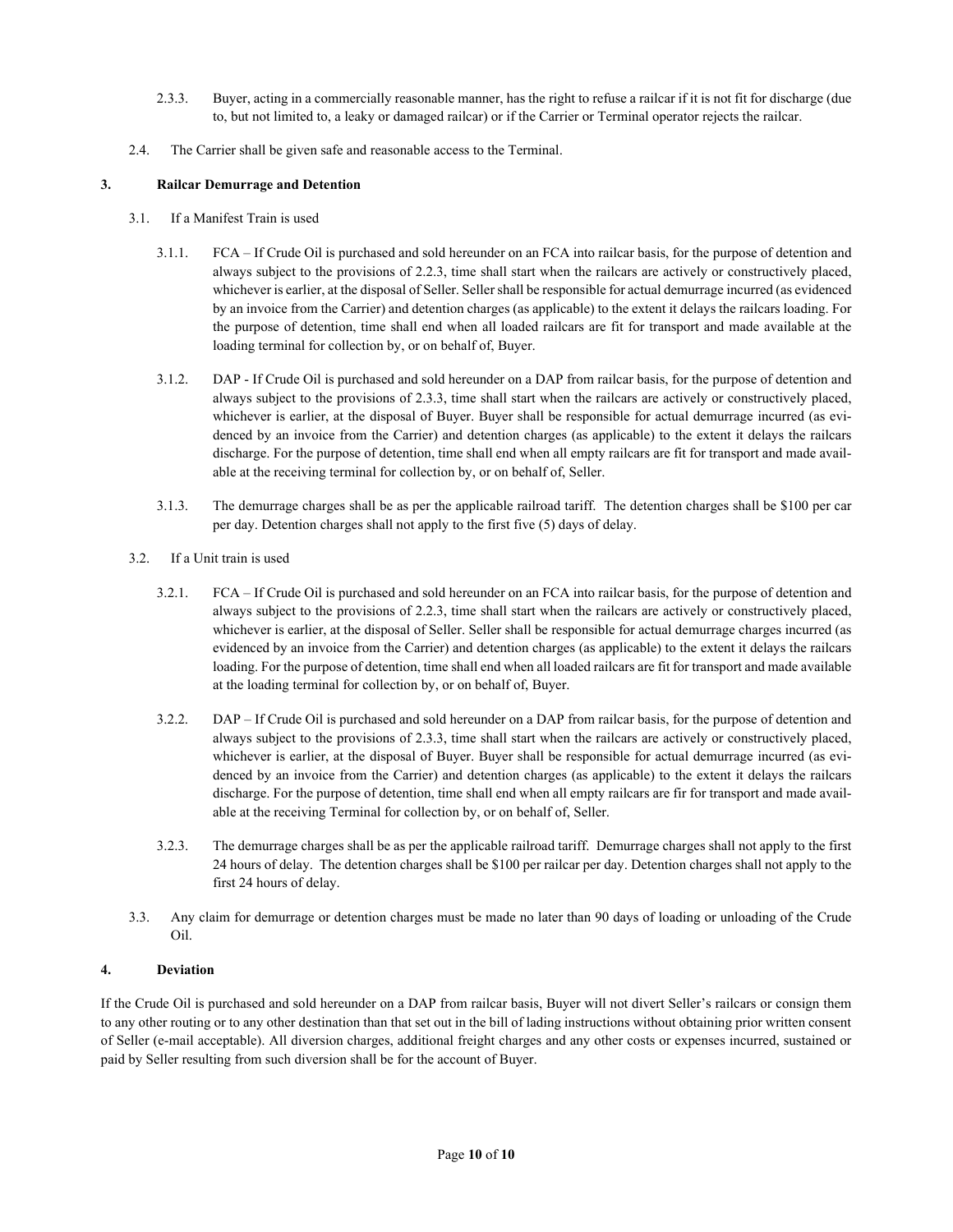2.3.3. Buyer, acting in a commercially reasonable manner, has the right to refuse a railcar if it is not fit for discharge (due to, but not limited to, a leaky or damaged railcar) or if the Carrier or Terminal operator rejects the railcar.

2.4. The Carrier shall be given safe and reasonable access to the Terminal.

**3. Railcar Demurrage and Detention**

3.1. If a Manifest Train is used

3.1.1. FCA – If Crude Oil is purchased and sold hereunder on an FCA into railcar basis, for the purpose of detention and always subject to the provisions of 2.2.3, time shall start when the railcars are actively or constructively placed, whichever is earlier, at the disposal of Seller. Seller shall be responsible for actual demurrage incurred (as evidenced by an invoice from the Carrier) and detention charges (as applicable) to the extent it delays the railcars loading. For the purpose of detention, time shall end when all loaded railcars are fit for transport and made available at the loading terminal for collection by, or on behalf of, Buyer.

3.1.2. DAP - If Crude Oil is purchased and sold hereunder on a DAP from railcar basis, for the purpose of detention and always subject to the provisions of 2.3.3, time shall start when the railcars are actively or constructively placed, whichever is earlier, at the disposal of Buyer. Buyer shall be responsible for actual demurrage incurred (as evidenced by an invoice from the Carrier) and detention charges (as applicable) to the extent it delays the railcars discharge. For the purpose of detention, time shall end when all empty railcars are fit for transport and made available at the receiving terminal for collection by, or on behalf of, Seller.

3.1.3. The demurrage charges shall be as per the applicable railroad tariff. The detention charges shall be $100 per car per day. Detention charges shall not apply to the first five (5) days of delay.

3.2. If a Unit train is used

3.2.1. FCA – If Crude Oil is purchased and sold hereunder on an FCA into railcar basis, for the purpose of detention and always subject to the provisions of 2.2.3, time shall start when the railcars are actively or constructively placed, whichever is earlier, at the disposal of Seller. Seller shall be responsible for actual demurrage charges incurred (as evidenced by an invoice from the Carrier) and detention charges (as applicable) to the extent it delays the railcars loading. For the purpose of detention, time shall end when all loaded railcars are fit for transport and made available at the loading terminal for collection by, or on behalf of, Buyer.

3.2.2. DAP – If Crude Oil is purchased and sold hereunder on a DAP from railcar basis, for the purpose of detention and always subject to the provisions of 2.3.3, time shall start when the railcars are actively or constructively placed, whichever is earlier, at the disposal of Buyer. Buyer shall be responsible for actual demurrage incurred (as evidenced by an invoice from the Carrier) and detention charges (as applicable) to the extent it delays the railcars discharge. For the purpose of detention, time shall end when all empty railcars are fir for transport and made available at the receiving Terminal for collection by, or on behalf of, Seller.

3.2.3. The demurrage charges shall be as per the applicable railroad tariff. Demurrage charges shall not apply to the first 24 hours of delay. The detention charges shall be $100 per railcar per day. Detention charges shall not apply to the first 24 hours of delay.

3.3. Any claim for demurrage or detention charges must be made no later than 90 days of loading or unloading of the Crude Oil.

**4. Deviation**

If the Crude Oil is purchased and sold hereunder on a DAP from railcar basis, Buyer will not divert Seller's railcars or consign them to any other routing or to any other destination than that set out in the bill of lading instructions without obtaining prior written consent of Seller (e-mail acceptable). All diversion charges, additional freight charges and any other costs or expenses incurred, sustained or paid by Seller resulting from such diversion shall be for the account of Buyer.